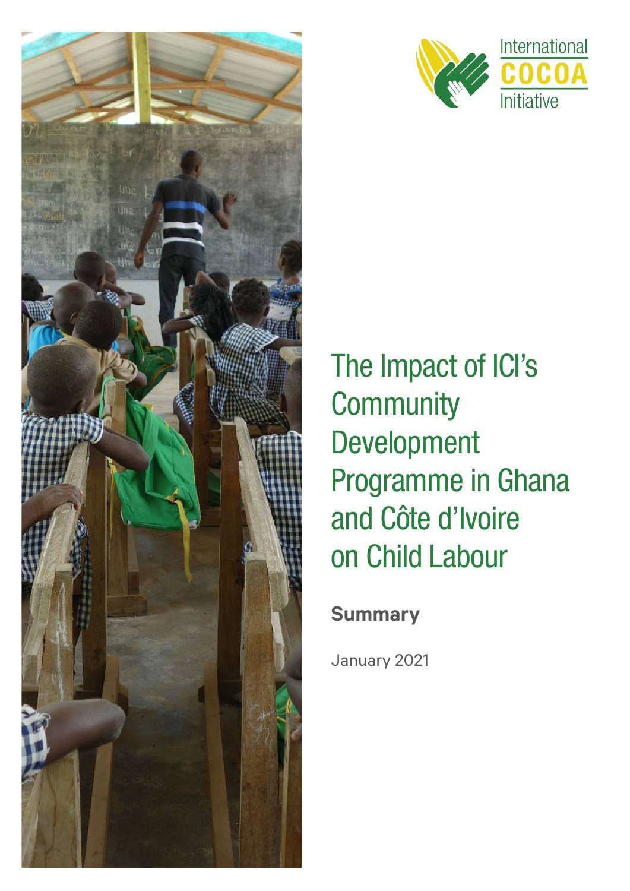International COCOA Initiative

# The Impact of ICI's Community Development Programme in Ghana and Côte d'Ivoire on Child Labour

**Summary**

January 2021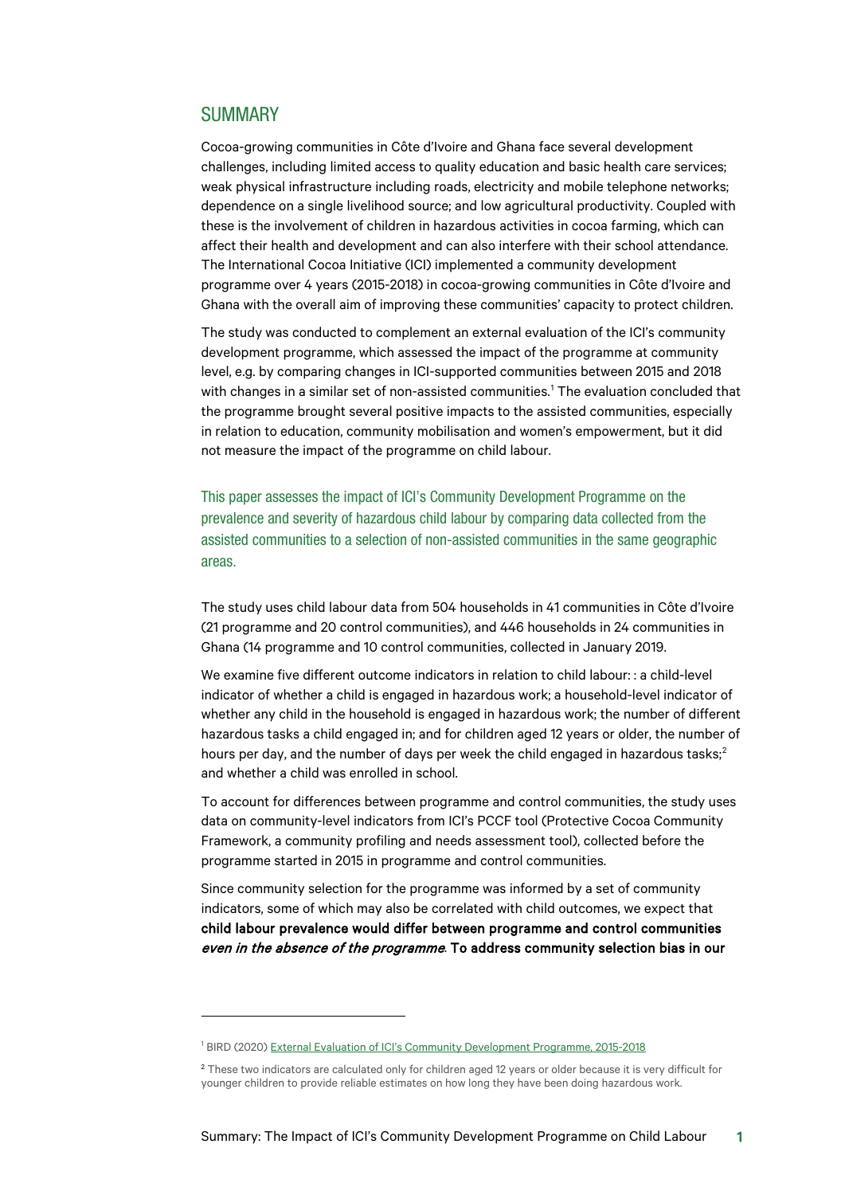## SUMMARY

Cocoa-growing communities in Côte d'Ivoire and Ghana face several development challenges, including limited access to quality education and basic health care services; weak physical infrastructure including roads, electricity and mobile telephone networks; dependence on a single livelihood source; and low agricultural productivity. Coupled with these is the involvement of children in hazardous activities in cocoa farming, which can affect their health and development and can also interfere with their school attendance. The International Cocoa Initiative (ICI) implemented a community development programme over 4 years (2015-2018) in cocoa-growing communities in Côte d'Ivoire and Ghana with the overall aim of improving these communities' capacity to protect children.

The study was conducted to complement an external evaluation of the ICI's community development programme, which assessed the impact of the programme at community level, e.g. by comparing changes in ICI-supported communities between 2015 and 2018 with changes in a similar set of non-assisted communities.[1] The evaluation concluded that the programme brought several positive impacts to the assisted communities, especially in relation to education, community mobilisation and women's empowerment, but it did not measure the impact of the programme on child labour.

This paper assesses the impact of ICI's Community Development Programme on the prevalence and severity of hazardous child labour by comparing data collected from the assisted communities to a selection of non-assisted communities in the same geographic areas.

The study uses child labour data from 504 households in 41 communities in Côte d'Ivoire (21 programme and 20 control communities), and 446 households in 24 communities in Ghana (14 programme and 10 control communities, collected in January 2019.

We examine five different outcome indicators in relation to child labour: : a child-level indicator of whether a child is engaged in hazardous work; a household-level indicator of whether any child in the household is engaged in hazardous work; the number of different hazardous tasks a child engaged in; and for children aged 12 years or older, the number of hours per day, and the number of days per week the child engaged in hazardous tasks;[2] and whether a child was enrolled in school.

To account for differences between programme and control communities, the study uses data on community-level indicators from ICI's PCCF tool (Protective Cocoa Community Framework, a community profiling and needs assessment tool), collected before the programme started in 2015 in programme and control communities.

Since community selection for the programme was informed by a set of community indicators, some of which may also be correlated with child outcomes, we expect that **child labour prevalence would differ between programme and control communities *even in the absence of the programme*. To address community selection bias in our**

---

[1] BIRD (2020) External Evaluation of ICI's Community Development Programme, 2015-2018

[2] These two indicators are calculated only for children aged 12 years or older because it is very difficult for younger children to provide reliable estimates on how long they have been doing hazardous work.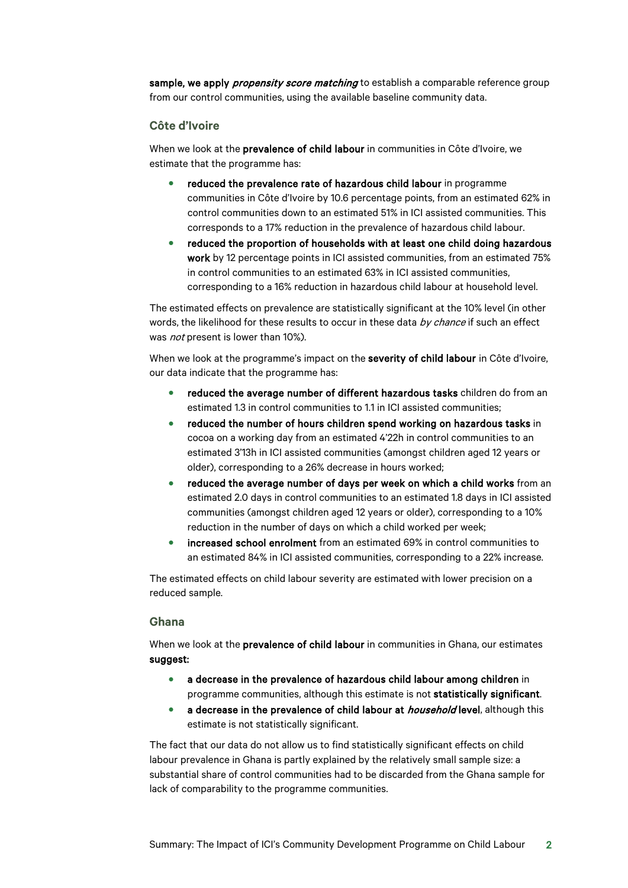**sample, we apply *propensity score matching*** to establish a comparable reference group from our control communities, using the available baseline community data.

### Côte d'Ivoire

When we look at the **prevalence of child labour** in communities in Côte d'Ivoire, we estimate that the programme has:

- **reduced the prevalence rate of hazardous child labour** in programme communities in Côte d'Ivoire by 10.6 percentage points, from an estimated 62% in control communities down to an estimated 51% in ICI assisted communities. This corresponds to a 17% reduction in the prevalence of hazardous child labour.
- **reduced the proportion of households with at least one child doing hazardous work** by 12 percentage points in ICI assisted communities, from an estimated 75% in control communities to an estimated 63% in ICI assisted communities, corresponding to a 16% reduction in hazardous child labour at household level.

The estimated effects on prevalence are statistically significant at the 10% level (in other words, the likelihood for these results to occur in these data *by chance* if such an effect was *not* present is lower than 10%).

When we look at the programme's impact on the **severity of child labour** in Côte d'Ivoire, our data indicate that the programme has:

- **reduced the average number of different hazardous tasks** children do from an estimated 1.3 in control communities to 1.1 in ICI assisted communities;
- **reduced the number of hours children spend working on hazardous tasks** in cocoa on a working day from an estimated 4'22h in control communities to an estimated 3'13h in ICI assisted communities (amongst children aged 12 years or older), corresponding to a 26% decrease in hours worked;
- **reduced the average number of days per week on which a child works** from an estimated 2.0 days in control communities to an estimated 1.8 days in ICI assisted communities (amongst children aged 12 years or older), corresponding to a 10% reduction in the number of days on which a child worked per week;
- **increased school enrolment** from an estimated 69% in control communities to an estimated 84% in ICI assisted communities, corresponding to a 22% increase.

The estimated effects on child labour severity are estimated with lower precision on a reduced sample.

### Ghana

When we look at the **prevalence of child labour** in communities in Ghana, our estimates **suggest:**

- **a decrease in the prevalence of hazardous child labour among children** in programme communities, although this estimate is not **statistically significant**.
- **a decrease in the prevalence of child labour at *household* level**, although this estimate is not statistically significant.

The fact that our data do not allow us to find statistically significant effects on child labour prevalence in Ghana is partly explained by the relatively small sample size: a substantial share of control communities had to be discarded from the Ghana sample for lack of comparability to the programme communities.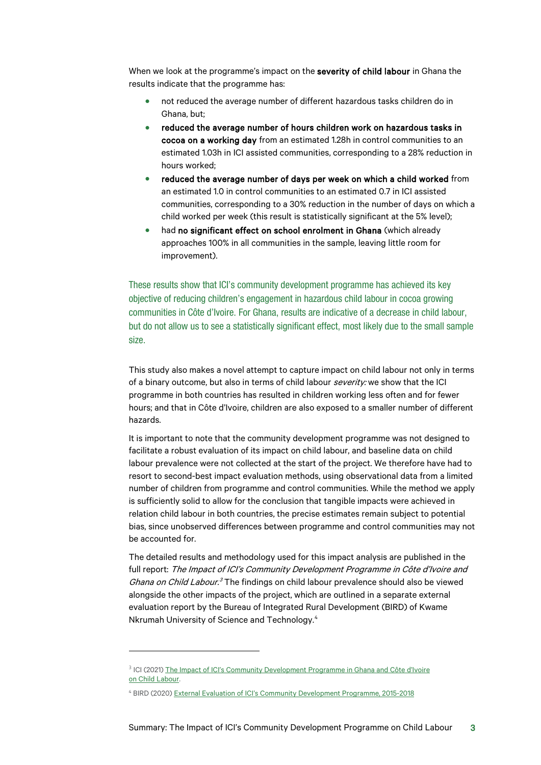When we look at the programme's impact on the **severity of child labour** in Ghana the results indicate that the programme has:

- not reduced the average number of different hazardous tasks children do in Ghana, but;
- **reduced the average number of hours children work on hazardous tasks in cocoa on a working day** from an estimated 1.28h in control communities to an estimated 1.03h in ICI assisted communities, corresponding to a 28% reduction in hours worked;
- **reduced the average number of days per week on which a child worked** from an estimated 1.0 in control communities to an estimated 0.7 in ICI assisted communities, corresponding to a 30% reduction in the number of days on which a child worked per week (this result is statistically significant at the 5% level);
- had **no significant effect on school enrolment in Ghana** (which already approaches 100% in all communities in the sample, leaving little room for improvement).

These results show that ICI's community development programme has achieved its key objective of reducing children's engagement in hazardous child labour in cocoa growing communities in Côte d'Ivoire. For Ghana, results are indicative of a decrease in child labour, but do not allow us to see a statistically significant effect, most likely due to the small sample size.

This study also makes a novel attempt to capture impact on child labour not only in terms of a binary outcome, but also in terms of child labour *severity:* we show that the ICI programme in both countries has resulted in children working less often and for fewer hours; and that in Côte d'Ivoire, children are also exposed to a smaller number of different hazards.

It is important to note that the community development programme was not designed to facilitate a robust evaluation of its impact on child labour, and baseline data on child labour prevalence were not collected at the start of the project. We therefore have had to resort to second-best impact evaluation methods, using observational data from a limited number of children from programme and control communities. While the method we apply is sufficiently solid to allow for the conclusion that tangible impacts were achieved in relation child labour in both countries, the precise estimates remain subject to potential bias, since unobserved differences between programme and control communities may not be accounted for.

The detailed results and methodology used for this impact analysis are published in the full report: *The Impact of ICI's Community Development Programme in Côte d'Ivoire and Ghana on Child Labour.*[3] The findings on child labour prevalence should also be viewed alongside the other impacts of the project, which are outlined in a separate external evaluation report by the Bureau of Integrated Rural Development (BIRD) of Kwame Nkrumah University of Science and Technology.[4]

---

[3] ICI (2021) The Impact of ICI's Community Development Programme in Ghana and Côte d'Ivoire on Child Labour.

[4] BIRD (2020) External Evaluation of ICI's Community Development Programme, 2015-2018